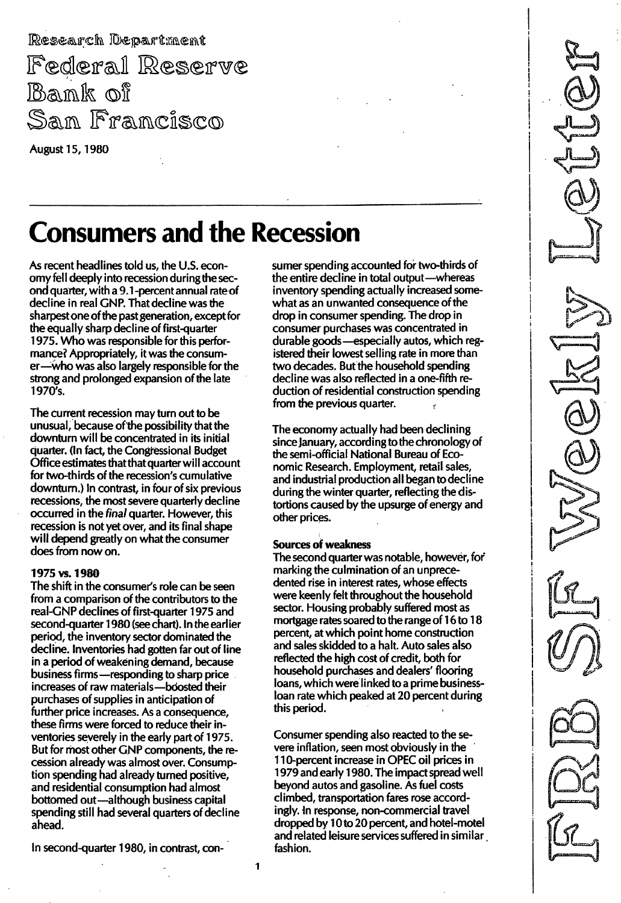Research Department
Federal Reserve
Bank of
San Francisco

August 15, 1980

FRB SF Weekly Letter

# Consumers and the Recession

As recent headlines told us, the U.S. economy fell deeply into recession during the second quarter, with a 9.1-percent annual rate of decline in real GNP. That decline was the sharpest one of the past generation, except for the equally sharp decline of first-quarter 1975. Who was responsible for this performance? Appropriately, it was the consumer—who was also largely responsible for the strong and prolonged expansion of the late 1970's.

The current recession may turn out to be unusual, because of the possibility that the downturn will be concentrated in its initial quarter. (In fact, the Congressional Budget Office estimates that that quarter will account for two-thirds of the recession's cumulative downturn.) In contrast, in four of six previous recessions, the most severe quarterly decline occurred in the *final* quarter. However, this recession is not yet over, and its final shape will depend greatly on what the consumer does from now on.

### 1975 vs. 1980

The shift in the consumer's role can be seen from a comparison of the contributors to the real-GNP declines of first-quarter 1975 and second-quarter 1980 (see chart). In the earlier period, the inventory sector dominated the decline. Inventories had gotten far out of line in a period of weakening demand, because business firms—responding to sharp price increases of raw materials—boosted their purchases of supplies in anticipation of further price increases. As a consequence, these firms were forced to reduce their inventories severely in the early part of 1975. But for most other GNP components, the recession already was almost over. Consumption spending had already turned positive, and residential consumption had almost bottomed out—although business capital spending still had several quarters of decline ahead.

In second-quarter 1980, in contrast, consumer spending accounted for two-thirds of the entire decline in total output—whereas inventory spending actually increased somewhat as an unwanted consequence of the drop in consumer spending. The drop in consumer purchases was concentrated in durable goods—especially autos, which registered their lowest selling rate in more than two decades. But the household spending decline was also reflected in a one-fifth reduction of residential construction spending from the previous quarter.

The economy actually had been declining since January, according to the chronology of the semi-official National Bureau of Economic Research. Employment, retail sales, and industrial production all began to decline during the winter quarter, reflecting the distortions caused by the upsurge of energy and other prices.

### Sources of weakness

The second quarter was notable, however, for marking the culmination of an unprecedented rise in interest rates, whose effects were keenly felt throughout the household sector. Housing probably suffered most as mortgage rates soared to the range of 16 to 18 percent, at which point home construction and sales skidded to a halt. Auto sales also reflected the high cost of credit, both for household purchases and dealers' flooring loans, which were linked to a prime business-loan rate which peaked at 20 percent during this period.

Consumer spending also reacted to the severe inflation, seen most obviously in the 110-percent increase in OPEC oil prices in 1979 and early 1980. The impact spread well beyond autos and gasoline. As fuel costs climbed, transportation fares rose accordingly. In response, non-commercial travel dropped by 10 to 20 percent, and hotel-motel and related leisure services suffered in similar fashion.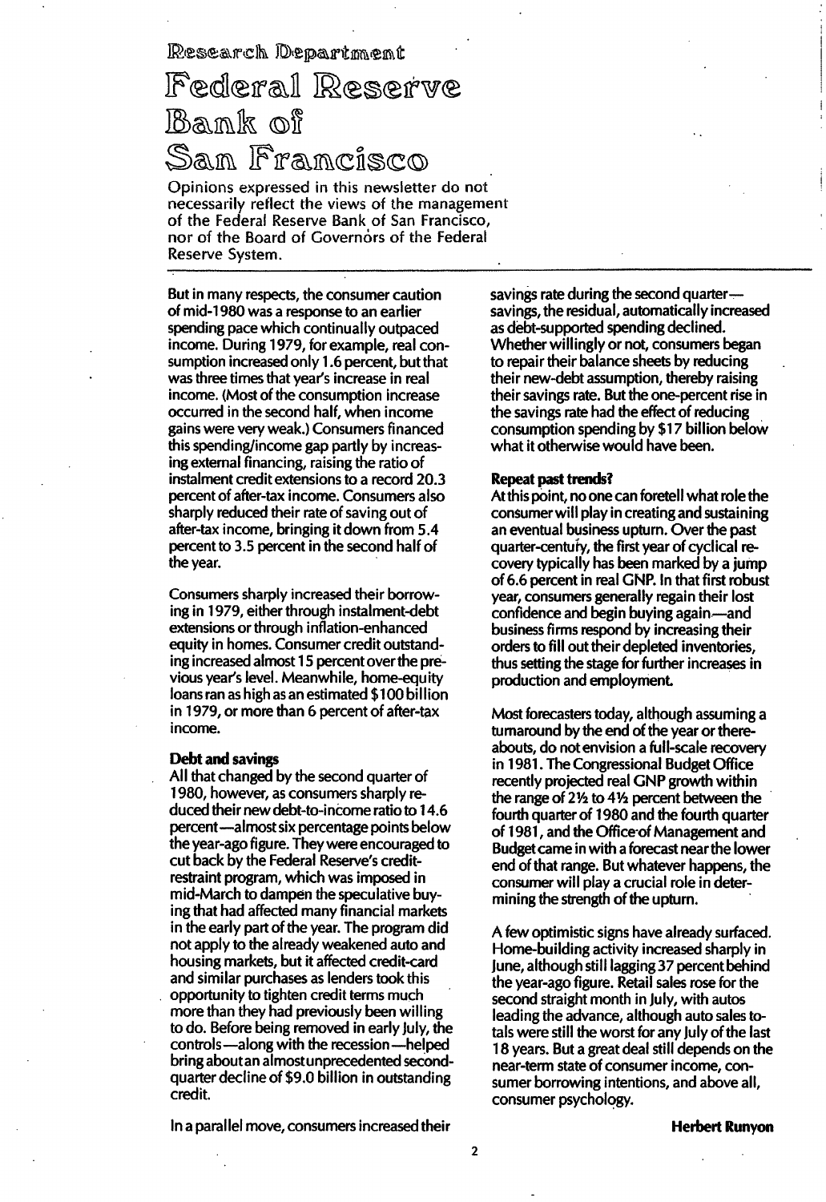Research Department

# Federal Reserve Bank of San Francisco

Opinions expressed in this newsletter do not necessarily reflect the views of the management of the Federal Reserve Bank of San Francisco, nor of the Board of Governors of the Federal Reserve System.

But in many respects, the consumer caution of mid-1980 was a response to an earlier spending pace which continually outpaced income. During 1979, for example, real consumption increased only 1.6 percent, but that was three times that year's increase in real income. (Most of the consumption increase occurred in the second half, when income gains were very weak.) Consumers financed this spending/income gap partly by increasing external financing, raising the ratio of instalment credit extensions to a record 20.3 percent of after-tax income. Consumers also sharply reduced their rate of saving out of after-tax income, bringing it down from 5.4 percent to 3.5 percent in the second half of the year.

Consumers sharply increased their borrowing in 1979, either through instalment-debt extensions or through inflation-enhanced equity in homes. Consumer credit outstanding increased almost 15 percent over the previous year's level. Meanwhile, home-equity loans ran as high as an estimated $100 billion in 1979, or more than 6 percent of after-tax income.

**Debt and savings**

All that changed by the second quarter of 1980, however, as consumers sharply reduced their new debt-to-income ratio to 14.6 percent—almost six percentage points below the year-ago figure. They were encouraged to cut back by the Federal Reserve's credit-restraint program, which was imposed in mid-March to dampen the speculative buying that had affected many financial markets in the early part of the year. The program did not apply to the already weakened auto and housing markets, but it affected credit-card and similar purchases as lenders took this opportunity to tighten credit terms much more than they had previously been willing to do. Before being removed in early July, the controls—along with the recession—helped bring about an almost unprecedented second-quarter decline of $9.0 billion in outstanding credit.

In a parallel move, consumers increased their savings rate during the second quarter—savings, the residual, automatically increased as debt-supported spending declined. Whether willingly or not, consumers began to repair their balance sheets by reducing their new-debt assumption, thereby raising their savings rate. But the one-percent rise in the savings rate had the effect of reducing consumption spending by $17 billion below what it otherwise would have been.

**Repeat past trends?**

At this point, no one can foretell what role the consumer will play in creating and sustaining an eventual business upturn. Over the past quarter-century, the first year of cyclical recovery typically has been marked by a jump of 6.6 percent in real GNP. In that first robust year, consumers generally regain their lost confidence and begin buying again—and business firms respond by increasing their orders to fill out their depleted inventories, thus setting the stage for further increases in production and employment.

Most forecasters today, although assuming a turnaround by the end of the year or thereabouts, do not envision a full-scale recovery in 1981. The Congressional Budget Office recently projected real GNP growth within the range of 2½ to 4½ percent between the fourth quarter of 1980 and the fourth quarter of 1981, and the Office of Management and Budget came in with a forecast near the lower end of that range. But whatever happens, the consumer will play a crucial role in determining the strength of the upturn.

A few optimistic signs have already surfaced. Home-building activity increased sharply in June, although still lagging 37 percent behind the year-ago figure. Retail sales rose for the second straight month in July, with autos leading the advance, although auto sales totals were still the worst for any July of the last 18 years. But a great deal still depends on the near-term state of consumer income, consumer borrowing intentions, and above all, consumer psychology.

**Herbert Runyon**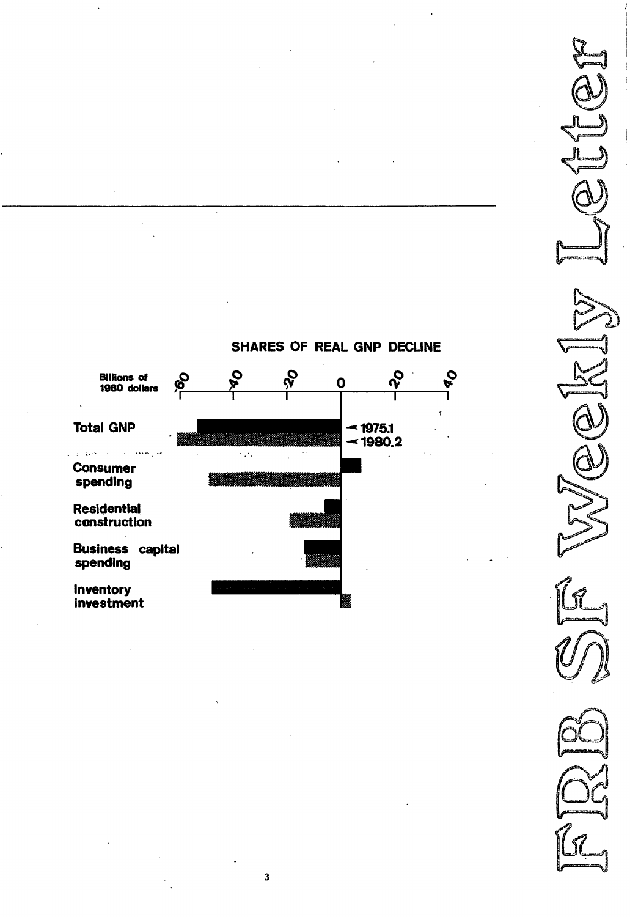SHARES OF REAL GNP DECLINE

Billions of 1980 dollars: -60, -40, -20, 0, 20, 40

Total GNP — 1975.1, 1980.2

Consumer spending

Residential construction

Business capital spending

Inventory investment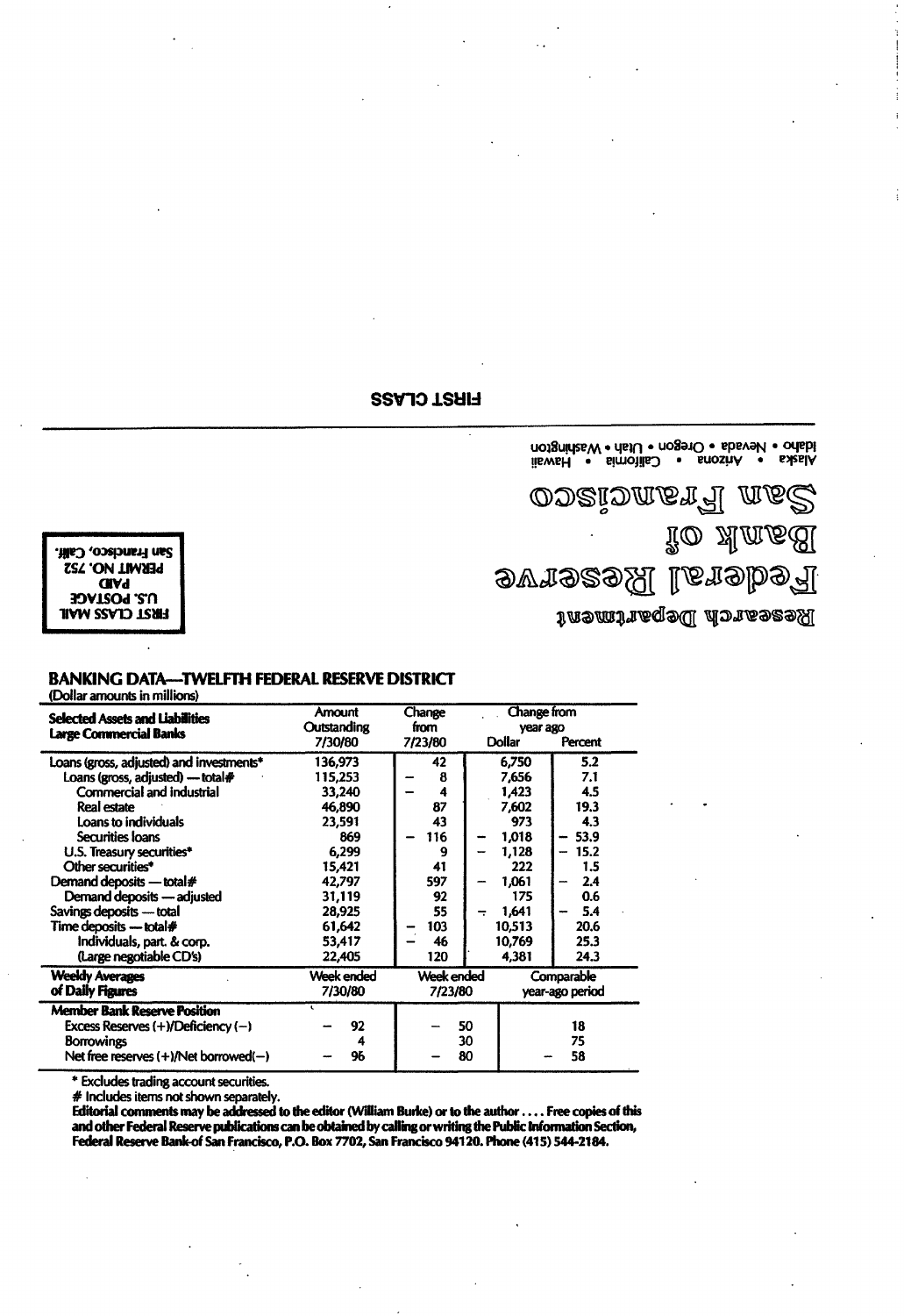Research Department

Federal Reserve Bank of San Francisco

Alaska • Arizona • California • Hawaii
Idaho • Nevada • Oregon • Utah • Washington

FIRST CLASS MAIL
U.S. POSTAGE
PAID
PERMIT NO. 752
San Francisco, Calif.

**FIRST CLASS**

## BANKING DATA—TWELFTH FEDERAL RESERVE DISTRICT

(Dollar amounts in millions)

| **Selected Assets and Liabilities Large Commercial Banks** | Amount Outstanding 7/30/80 | Change from 7/23/80 | Change from year ago Dollar | Change from year ago Percent |
|---|---|---|---|---|
| Loans (gross, adjusted) and investments* | 136,973 | 42 | 6,750 | 5.2 |
| Loans (gross, adjusted) — total# | 115,253 | – 8 | 7,656 | 7.1 |
| Commercial and industrial | 33,240 | – 4 | 1,423 | 4.5 |
| Real estate | 46,890 | 87 | 7,602 | 19.3 |
| Loans to individuals | 23,591 | 43 | 973 | 4.3 |
| Securities loans | 869 | – 116 | – 1,018 | – 53.9 |
| U.S. Treasury securities* | 6,299 | 9 | – 1,128 | – 15.2 |
| Other securities* | 15,421 | 41 | 222 | 1.5 |
| Demand deposits — total# | 42,797 | 597 | – 1,061 | – 2.4 |
| Demand deposits — adjusted | 31,119 | 92 | 175 | 0.6 |
| Savings deposits — total | 28,925 | 55 | – 1,641 | – 5.4 |
| Time deposits — total# | 61,642 | – 103 | 10,513 | 20.6 |
| Individuals, part. & corp. | 53,417 | – 46 | 10,769 | 25.3 |
| (Large negotiable CD's) | 22,405 | 120 | 4,381 | 24.3 |

| **Weekly Averages of Daily Figures** | Week ended 7/30/80 | Week ended 7/23/80 | Comparable year-ago period |
|---|---|---|---|
| **Member Bank Reserve Position** | | | |
| Excess Reserves (+)/Deficiency (–) | – 92 | – 50 | 18 |
| Borrowings | 4 | 30 | 75 |
| Net free reserves (+)/Net borrowed(–) | – 96 | – 80 | – 58 |

\* Excludes trading account securities.
\# Includes items not shown separately.

**Editorial comments may be addressed to the editor (William Burke) or to the author .... Free copies of this and other Federal Reserve publications can be obtained by calling or writing the Public Information Section, Federal Reserve Bank of San Francisco, P.O. Box 7702, San Francisco 94120. Phone (415) 544-2184.**